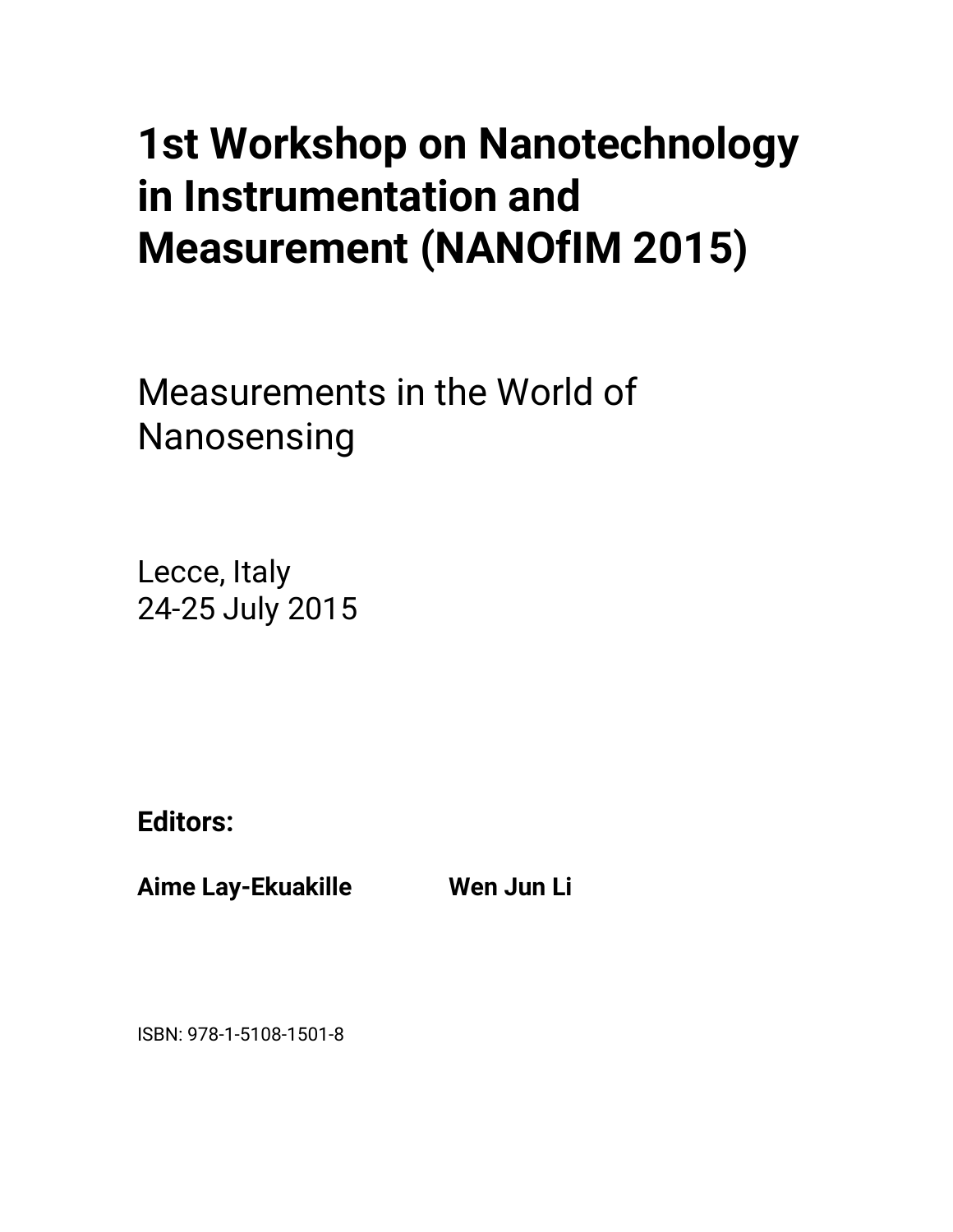# 1st Workshop on Nanotechnology in Instrumentation and Measurement (NANOfIM 2015)

Measurements in the World of Nanosensing

Lecce, Italy
24-25 July 2015

**Editors:**

**Aime Lay-Ekuakille** **Wen Jun Li**

ISBN: 978-1-5108-1501-8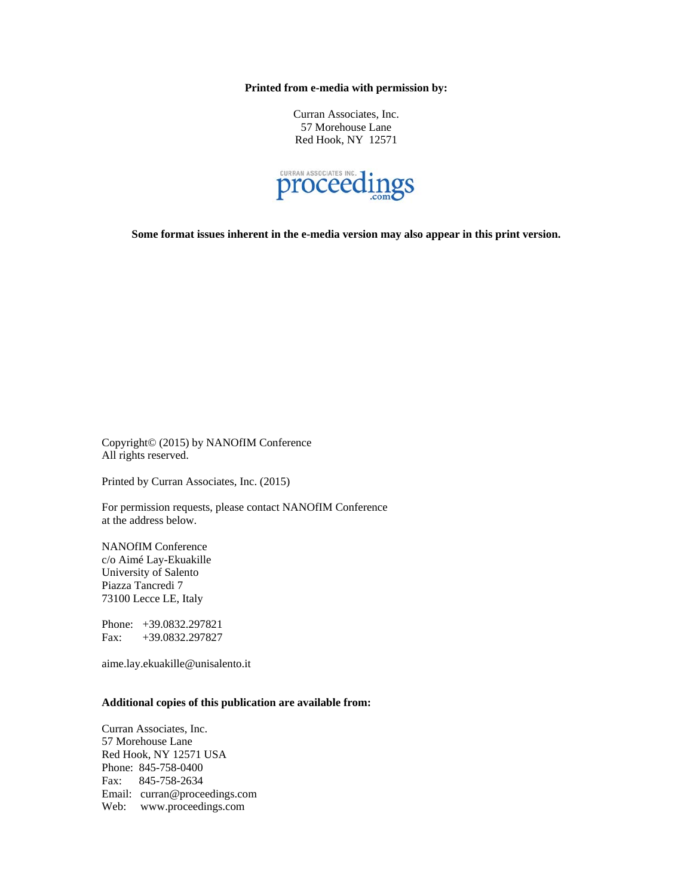**Printed from e-media with permission by:**

Curran Associates, Inc.
57 Morehouse Lane
Red Hook, NY 12571

**Some format issues inherent in the e-media version may also appear in this print version.**

Copyright© (2015) by NANOfIM Conference
All rights reserved.

Printed by Curran Associates, Inc. (2015)

For permission requests, please contact NANOfIM Conference at the address below.

NANOfIM Conference
c/o Aimé Lay-Ekuakille
University of Salento
Piazza Tancredi 7
73100 Lecce LE, Italy

Phone: +39.0832.297821
Fax: +39.0832.297827

aime.lay.ekuakille@unisalento.it

**Additional copies of this publication are available from:**

Curran Associates, Inc.
57 Morehouse Lane
Red Hook, NY 12571 USA
Phone: 845-758-0400
Fax: 845-758-2634
Email: curran@proceedings.com
Web: www.proceedings.com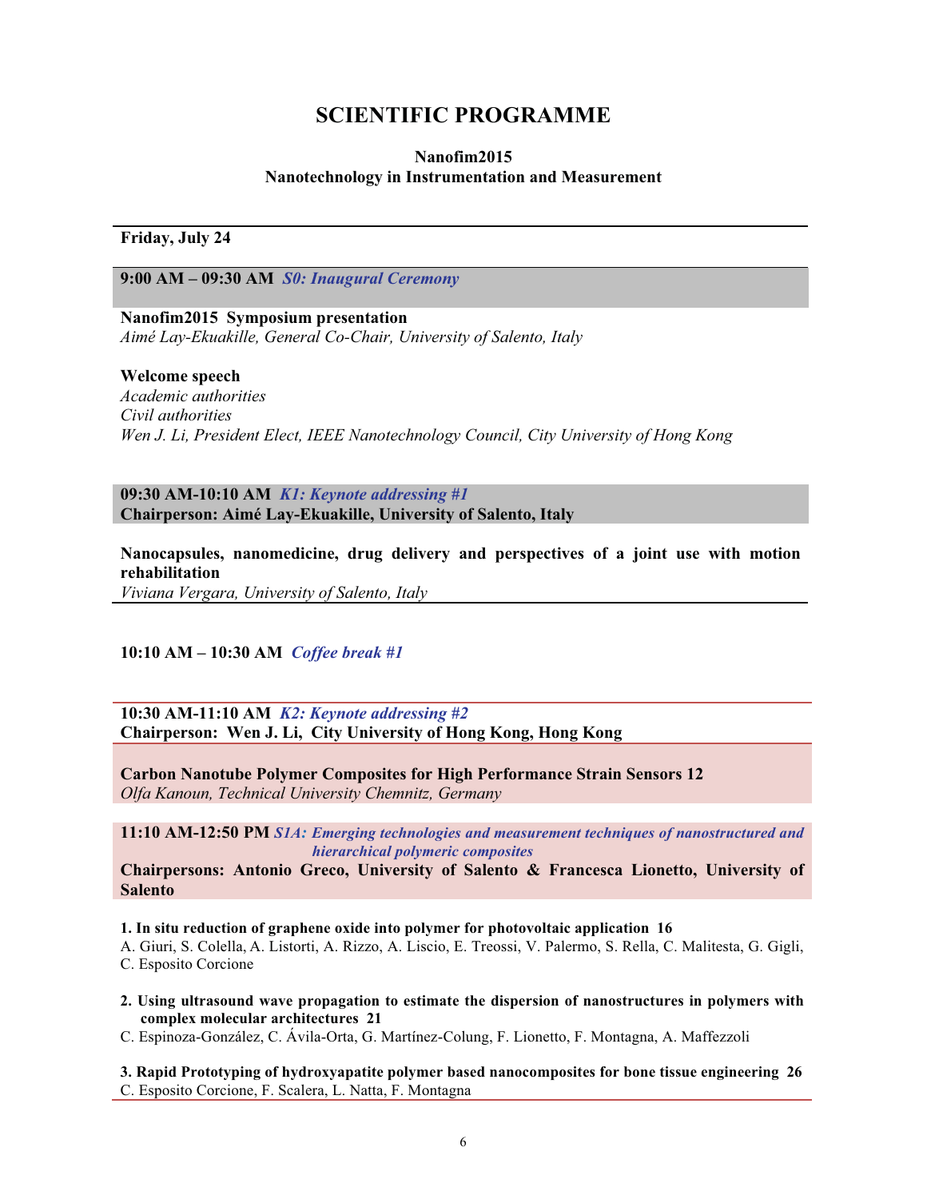# SCIENTIFIC PROGRAMME

**Nanofim2015**
**Nanotechnology in Instrumentation and Measurement**

---

**Friday, July 24**

---

**9:00 AM – 09:30 AM** ***S0: Inaugural Ceremony***

**Nanofim2015 Symposium presentation**
*Aimé Lay-Ekuakille, General Co-Chair, University of Salento, Italy*

**Welcome speech**
*Academic authorities*
*Civil authorities*
*Wen J. Li, President Elect, IEEE Nanotechnology Council, City University of Hong Kong*

**09:30 AM-10:10 AM** ***K1: Keynote addressing #1***
**Chairperson: Aimé Lay-Ekuakille, University of Salento, Italy**

**Nanocapsules, nanomedicine, drug delivery and perspectives of a joint use with motion rehabilitation**
*Viviana Vergara, University of Salento, Italy*

---

**10:10 AM – 10:30 AM** ***Coffee break #1***

---

**10:30 AM-11:10 AM** ***K2: Keynote addressing #2***
**Chairperson: Wen J. Li, City University of Hong Kong, Hong Kong**

**Carbon Nanotube Polymer Composites for High Performance Strain Sensors 12**
*Olfa Kanoun, Technical University Chemnitz, Germany*

**11:10 AM-12:50 PM** ***S1A: Emerging technologies and measurement techniques of nanostructured and hierarchical polymeric composites***
**Chairpersons: Antonio Greco, University of Salento & Francesca Lionetto, University of Salento**

**1. In situ reduction of graphene oxide into polymer for photovoltaic application 16**
A. Giuri, S. Colella, A. Listorti, A. Rizzo, A. Liscio, E. Treossi, V. Palermo, S. Rella, C. Malitesta, G. Gigli, C. Esposito Corcione

**2. Using ultrasound wave propagation to estimate the dispersion of nanostructures in polymers with complex molecular architectures 21**
C. Espinoza-González, C. Ávila-Orta, G. Martínez-Colung, F. Lionetto, F. Montagna, A. Maffezzoli

**3. Rapid Prototyping of hydroxyapatite polymer based nanocomposites for bone tissue engineering 26**
C. Esposito Corcione, F. Scalera, L. Natta, F. Montagna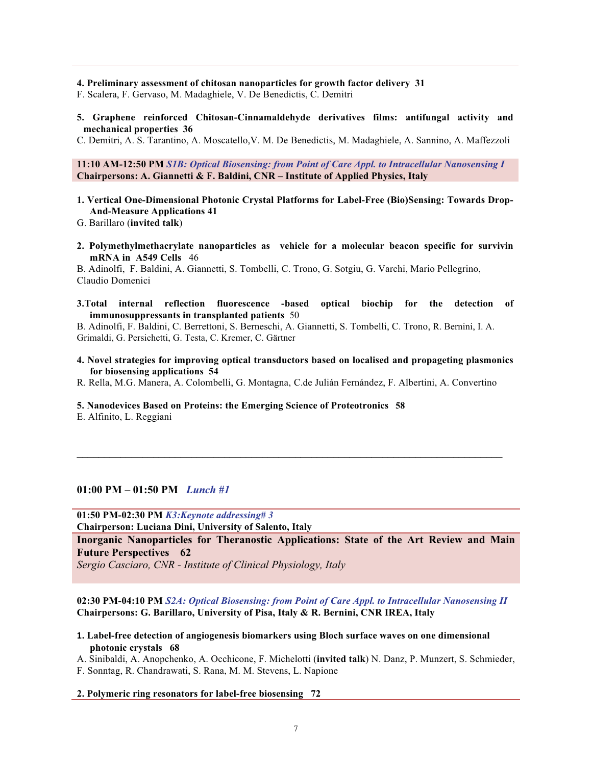**4. Preliminary assessment of chitosan nanoparticles for growth factor delivery 31**

F. Scalera, F. Gervaso, M. Madaghiele, V. De Benedictis, C. Demitri

**5. Graphene reinforced Chitosan-Cinnamaldehyde derivatives films: antifungal activity and mechanical properties 36**

C. Demitri, A. S. Tarantino, A. Moscatello,V. M. De Benedictis, M. Madaghiele, A. Sannino, A. Maffezzoli

**11:10 AM-12:50 PM** ***S1B: Optical Biosensing: from Point of Care Appl. to Intracellular Nanosensing I***
**Chairpersons: A. Giannetti & F. Baldini, CNR – Institute of Applied Physics, Italy**

**1. Vertical One-Dimensional Photonic Crystal Platforms for Label-Free (Bio)Sensing: Towards Drop-And-Measure Applications 41**

G. Barillaro (**invited talk**)

**2. Polymethylmethacrylate nanoparticles as vehicle for a molecular beacon specific for survivin mRNA in A549 Cells** 46

B. Adinolfi, F. Baldini, A. Giannetti, S. Tombelli, C. Trono, G. Sotgiu, G. Varchi, Mario Pellegrino, Claudio Domenici

**3.Total internal reflection fluorescence -based optical biochip for the detection of immunosuppressants in transplanted patients** 50

B. Adinolfi, F. Baldini, C. Berrettoni, S. Berneschi, A. Giannetti, S. Tombelli, C. Trono, R. Bernini, I. A. Grimaldi, G. Persichetti, G. Testa, C. Kremer, C. Gärtner

**4. Novel strategies for improving optical transductors based on localised and propageting plasmonics for biosensing applications 54**

R. Rella, M.G. Manera, A. Colombelli, G. Montagna, C.de Julián Fernández, F. Albertini, A. Convertino

**5. Nanodevices Based on Proteins: the Emerging Science of Proteotronics 58**

E. Alfinito, L. Reggiani

---

**01:00 PM – 01:50 PM** ***Lunch #1***

**01:50 PM-02:30 PM** ***K3:Keynote addressing# 3***
**Chairperson: Luciana Dini, University of Salento, Italy**

**Inorganic Nanoparticles for Theranostic Applications: State of the Art Review and Main Future Perspectives 62**

*Sergio Casciaro, CNR - Institute of Clinical Physiology, Italy*

**02:30 PM-04:10 PM** ***S2A: Optical Biosensing: from Point of Care Appl. to Intracellular Nanosensing II***
**Chairpersons: G. Barillaro, University of Pisa, Italy & R. Bernini, CNR IREA, Italy**

**1. Label-free detection of angiogenesis biomarkers using Bloch surface waves on one dimensional photonic crystals 68**

A. Sinibaldi, A. Anopchenko, A. Occhicone, F. Michelotti (**invited talk**) N. Danz, P. Munzert, S. Schmieder, F. Sonntag, R. Chandrawati, S. Rana, M. M. Stevens, L. Napione

**2. Polymeric ring resonators for label-free biosensing 72**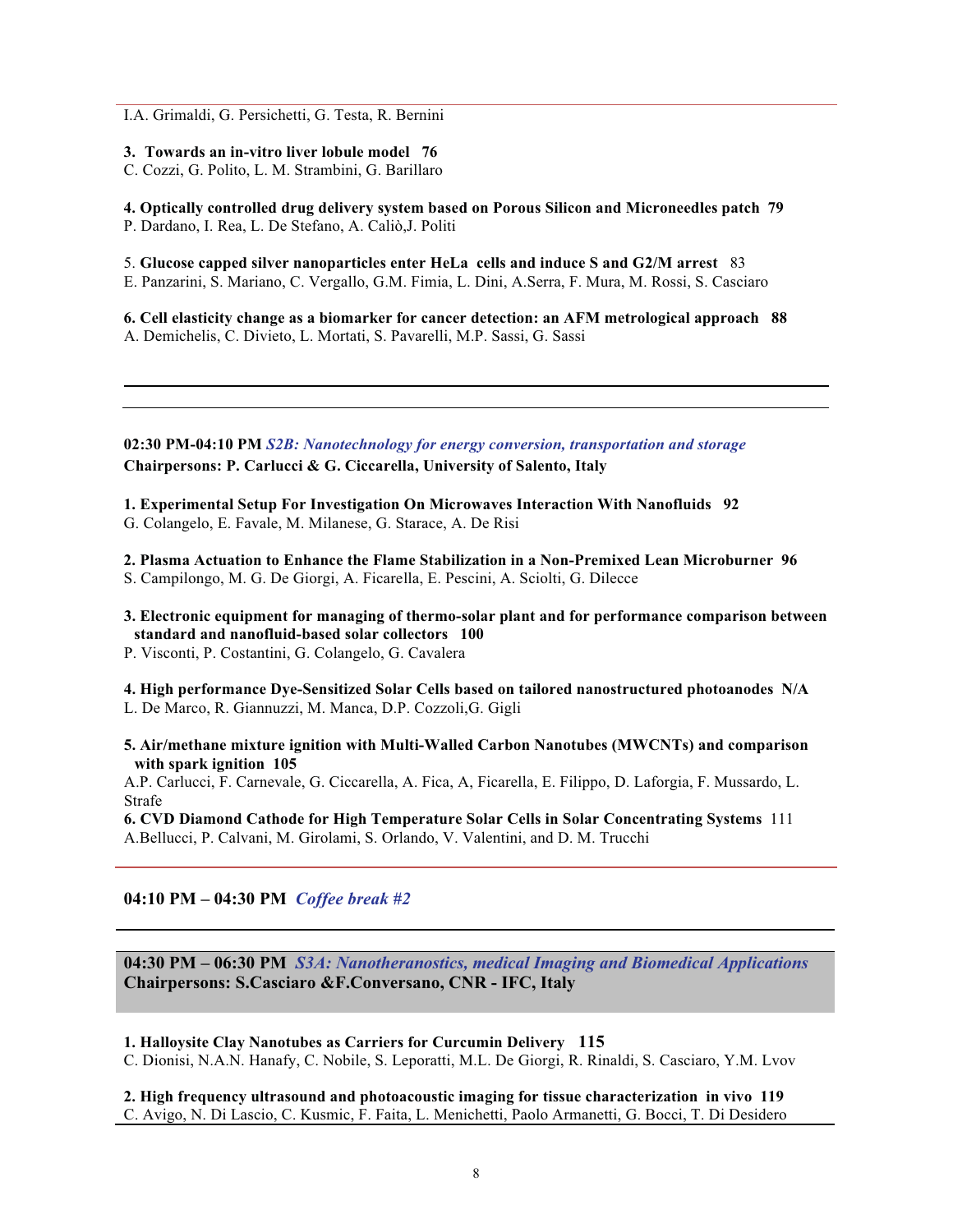I.A. Grimaldi, G. Persichetti, G. Testa, R. Bernini

**3. Towards an in-vitro liver lobule model 76**
C. Cozzi, G. Polito, L. M. Strambini, G. Barillaro

**4. Optically controlled drug delivery system based on Porous Silicon and Microneedles patch 79**
P. Dardano, I. Rea, L. De Stefano, A. Caliò,J. Politi

5. **Glucose capped silver nanoparticles enter HeLa cells and induce S and G2/M arrest** 83
E. Panzarini, S. Mariano, C. Vergallo, G.M. Fimia, L. Dini, A.Serra, F. Mura, M. Rossi, S. Casciaro

**6. Cell elasticity change as a biomarker for cancer detection: an AFM metrological approach 88**
A. Demichelis, C. Divieto, L. Mortati, S. Pavarelli, M.P. Sassi, G. Sassi

---

**02:30 PM-04:10 PM** ***S2B: Nanotechnology for energy conversion, transportation and storage***
**Chairpersons: P. Carlucci & G. Ciccarella, University of Salento, Italy**

**1. Experimental Setup For Investigation On Microwaves Interaction With Nanofluids 92**
G. Colangelo, E. Favale, M. Milanese, G. Starace, A. De Risi

**2. Plasma Actuation to Enhance the Flame Stabilization in a Non-Premixed Lean Microburner 96**
S. Campilongo, M. G. De Giorgi, A. Ficarella, E. Pescini, A. Sciolti, G. Dilecce

**3. Electronic equipment for managing of thermo-solar plant and for performance comparison between standard and nanofluid-based solar collectors 100**
P. Visconti, P. Costantini, G. Colangelo, G. Cavalera

**4. High performance Dye-Sensitized Solar Cells based on tailored nanostructured photoanodes N/A**
L. De Marco, R. Giannuzzi, M. Manca, D.P. Cozzoli,G. Gigli

**5. Air/methane mixture ignition with Multi-Walled Carbon Nanotubes (MWCNTs) and comparison with spark ignition 105**
A.P. Carlucci, F. Carnevale, G. Ciccarella, A. Fica, A, Ficarella, E. Filippo, D. Laforgia, F. Mussardo, L. Strafe

**6. CVD Diamond Cathode for High Temperature Solar Cells in Solar Concentrating Systems** 111
A.Bellucci, P. Calvani, M. Girolami, S. Orlando, V. Valentini, and D. M. Trucchi

---

**04:10 PM – 04:30 PM** ***Coffee break #2***

---

**04:30 PM – 06:30 PM** ***S3A: Nanotheranostics, medical Imaging and Biomedical Applications***
**Chairpersons: S.Casciaro &F.Conversano, CNR - IFC, Italy**

**1. Halloysite Clay Nanotubes as Carriers for Curcumin Delivery 115**
C. Dionisi, N.A.N. Hanafy, C. Nobile, S. Leporatti, M.L. De Giorgi, R. Rinaldi, S. Casciaro, Y.M. Lvov

**2. High frequency ultrasound and photoacoustic imaging for tissue characterization in vivo 119**
C. Avigo, N. Di Lascio, C. Kusmic, F. Faita, L. Menichetti, Paolo Armanetti, G. Bocci, T. Di Desidero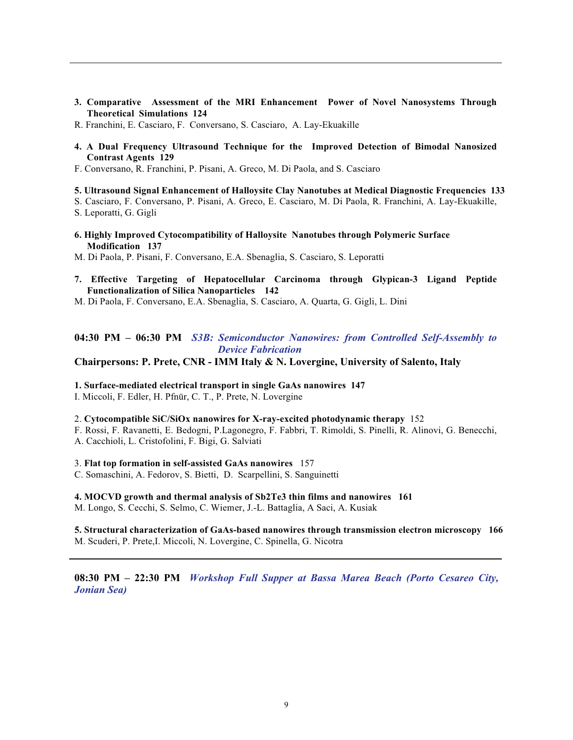**3. Comparative Assessment of the MRI Enhancement Power of Novel Nanosystems Through Theoretical Simulations 124**

R. Franchini, E. Casciaro, F. Conversano, S. Casciaro, A. Lay-Ekuakille

**4. A Dual Frequency Ultrasound Technique for the Improved Detection of Bimodal Nanosized Contrast Agents 129**

F. Conversano, R. Franchini, P. Pisani, A. Greco, M. Di Paola, and S. Casciaro

**5. Ultrasound Signal Enhancement of Halloysite Clay Nanotubes at Medical Diagnostic Frequencies 133**

S. Casciaro, F. Conversano, P. Pisani, A. Greco, E. Casciaro, M. Di Paola, R. Franchini, A. Lay-Ekuakille, S. Leporatti, G. Gigli

**6. Highly Improved Cytocompatibility of Halloysite Nanotubes through Polymeric Surface Modification 137**

M. Di Paola, P. Pisani, F. Conversano, E.A. Sbenaglia, S. Casciaro, S. Leporatti

**7. Effective Targeting of Hepatocellular Carcinoma through Glypican-3 Ligand Peptide Functionalization of Silica Nanoparticles 142**

M. Di Paola, F. Conversano, E.A. Sbenaglia, S. Casciaro, A. Quarta, G. Gigli, L. Dini

## 04:30 PM – 06:30 PM *S3B: Semiconductor Nanowires: from Controlled Self-Assembly to Device Fabrication*

**Chairpersons: P. Prete, CNR - IMM Italy & N. Lovergine, University of Salento, Italy**

**1. Surface-mediated electrical transport in single GaAs nanowires 147**

I. Miccoli, F. Edler, H. Pfnür, C. T., P. Prete, N. Lovergine

2. **Cytocompatible SiC/SiOx nanowires for X-ray-excited photodynamic therapy** 152

F. Rossi, F. Ravanetti, E. Bedogni, P.Lagonegro, F. Fabbri, T. Rimoldi, S. Pinelli, R. Alinovi, G. Benecchi, A. Cacchioli, L. Cristofolini, F. Bigi, G. Salviati

3. **Flat top formation in self-assisted GaAs nanowires** 157

C. Somaschini, A. Fedorov, S. Bietti, D. Scarpellini, S. Sanguinetti

**4. MOCVD growth and thermal analysis of $Sb_2Te_3$ thin films and nanowires 161**

M. Longo, S. Cecchi, S. Selmo, C. Wiemer, J.-L. Battaglia, A Saci, A. Kusiak

**5. Structural characterization of GaAs-based nanowires through transmission electron microscopy 166**

M. Scuderi, P. Prete,I. Miccoli, N. Lovergine, C. Spinella, G. Nicotra

## 08:30 PM – 22:30 PM *Workshop Full Supper at Bassa Marea Beach (Porto Cesareo City, Jonian Sea)*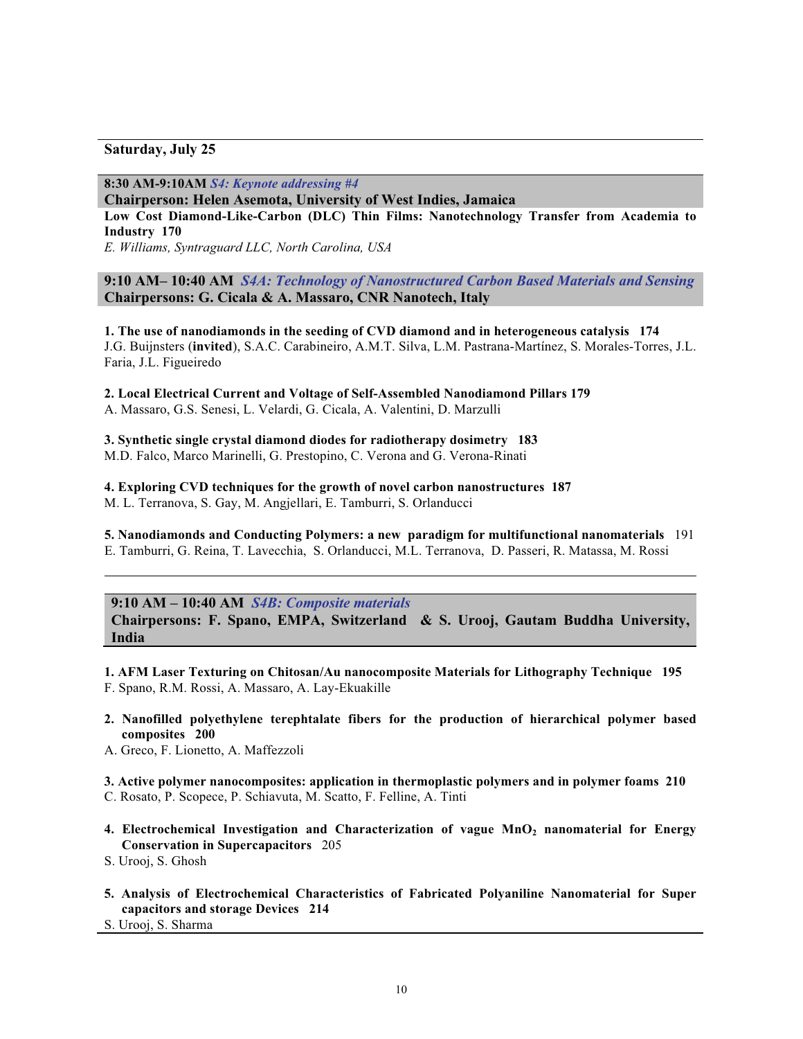## Saturday, July 25

**8:30 AM-9:10AM** ***S4: Keynote addressing #4***
**Chairperson: Helen Asemota, University of West Indies, Jamaica**

**Low Cost Diamond-Like-Carbon (DLC) Thin Films: Nanotechnology Transfer from Academia to Industry 170**
*E. Williams, Syntraguard LLC, North Carolina, USA*

**9:10 AM– 10:40 AM** ***S4A: Technology of Nanostructured Carbon Based Materials and Sensing***
**Chairpersons: G. Cicala & A. Massaro, CNR Nanotech, Italy**

**1. The use of nanodiamonds in the seeding of CVD diamond and in heterogeneous catalysis 174**
J.G. Buijnsters (**invited**), S.A.C. Carabineiro, A.M.T. Silva, L.M. Pastrana-Martínez, S. Morales-Torres, J.L. Faria, J.L. Figueiredo

**2. Local Electrical Current and Voltage of Self-Assembled Nanodiamond Pillars 179**
A. Massaro, G.S. Senesi, L. Velardi, G. Cicala, A. Valentini, D. Marzulli

**3. Synthetic single crystal diamond diodes for radiotherapy dosimetry 183**
M.D. Falco, Marco Marinelli, G. Prestopino, C. Verona and G. Verona-Rinati

**4. Exploring CVD techniques for the growth of novel carbon nanostructures 187**
M. L. Terranova, S. Gay, M. Angjellari, E. Tamburri, S. Orlanducci

**5. Nanodiamonds and Conducting Polymers: a new paradigm for multifunctional nanomaterials** 191
E. Tamburri, G. Reina, T. Lavecchia, S. Orlanducci, M.L. Terranova, D. Passeri, R. Matassa, M. Rossi

---

**9:10 AM – 10:40 AM** ***S4B: Composite materials***
**Chairpersons: F. Spano, EMPA, Switzerland & S. Urooj, Gautam Buddha University, India**

**1. AFM Laser Texturing on Chitosan/Au nanocomposite Materials for Lithography Technique 195**
F. Spano, R.M. Rossi, A. Massaro, A. Lay-Ekuakille

**2. Nanofilled polyethylene terephtalate fibers for the production of hierarchical polymer based composites 200**
A. Greco, F. Lionetto, A. Maffezzoli

**3. Active polymer nanocomposites: application in thermoplastic polymers and in polymer foams 210**
C. Rosato, P. Scopece, P. Schiavuta, M. Scatto, F. Felline, A. Tinti

**4. Electrochemical Investigation and Characterization of vague $MnO_2$ nanomaterial for Energy Conservation in Supercapacitors** 205
S. Urooj, S. Ghosh

**5. Analysis of Electrochemical Characteristics of Fabricated Polyaniline Nanomaterial for Super capacitors and storage Devices 214**
S. Urooj, S. Sharma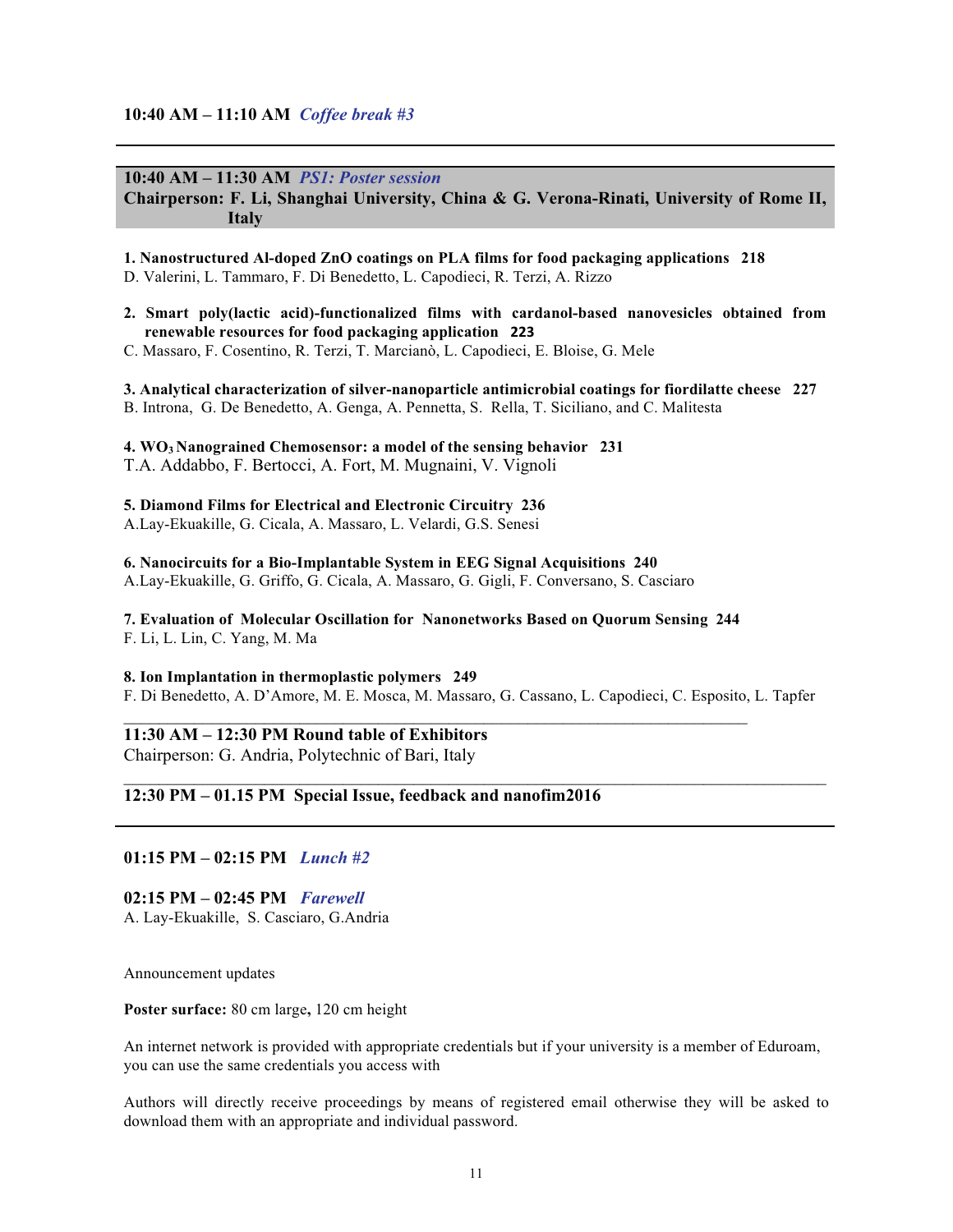**10:40 AM – 11:10 AM** ***Coffee break #3***

---

**10:40 AM – 11:30 AM** ***PS1: Poster session***
**Chairperson: F. Li, Shanghai University, China & G. Verona-Rinati, University of Rome II, Italy**

**1. Nanostructured Al-doped ZnO coatings on PLA films for food packaging applications 218**
D. Valerini, L. Tammaro, F. Di Benedetto, L. Capodieci, R. Terzi, A. Rizzo

**2. Smart poly(lactic acid)-functionalized films with cardanol-based nanovesicles obtained from renewable resources for food packaging application 223**
C. Massaro, F. Cosentino, R. Terzi, T. Marcianò, L. Capodieci, E. Bloise, G. Mele

**3. Analytical characterization of silver-nanoparticle antimicrobial coatings for fiordilatte cheese 227**
B. Introna, G. De Benedetto, A. Genga, A. Pennetta, S. Rella, T. Siciliano, and C. Malitesta

**4. $WO_3$ Nanograined Chemosensor: a model of the sensing behavior 231**
T.A. Addabbo, F. Bertocci, A. Fort, M. Mugnaini, V. Vignoli

**5. Diamond Films for Electrical and Electronic Circuitry 236**
A.Lay-Ekuakille, G. Cicala, A. Massaro, L. Velardi, G.S. Senesi

**6. Nanocircuits for a Bio-Implantable System in EEG Signal Acquisitions 240**
A.Lay-Ekuakille, G. Griffo, G. Cicala, A. Massaro, G. Gigli, F. Conversano, S. Casciaro

**7. Evaluation of Molecular Oscillation for Nanonetworks Based on Quorum Sensing 244**
F. Li, L. Lin, C. Yang, M. Ma

**8. Ion Implantation in thermoplastic polymers 249**
F. Di Benedetto, A. D'Amore, M. E. Mosca, M. Massaro, G. Cassano, L. Capodieci, C. Esposito, L. Tapfer

---

**11:30 AM – 12:30 PM Round table of Exhibitors**
Chairperson: G. Andria, Polytechnic of Bari, Italy

---

**12:30 PM – 01.15 PM Special Issue, feedback and nanofim2016**

---

**01:15 PM – 02:15 PM** ***Lunch #2***

**02:15 PM – 02:45 PM** ***Farewell***
A. Lay-Ekuakille, S. Casciaro, G.Andria

Announcement updates

**Poster surface:** 80 cm large**,** 120 cm height

An internet network is provided with appropriate credentials but if your university is a member of Eduroam, you can use the same credentials you access with

Authors will directly receive proceedings by means of registered email otherwise they will be asked to download them with an appropriate and individual password.